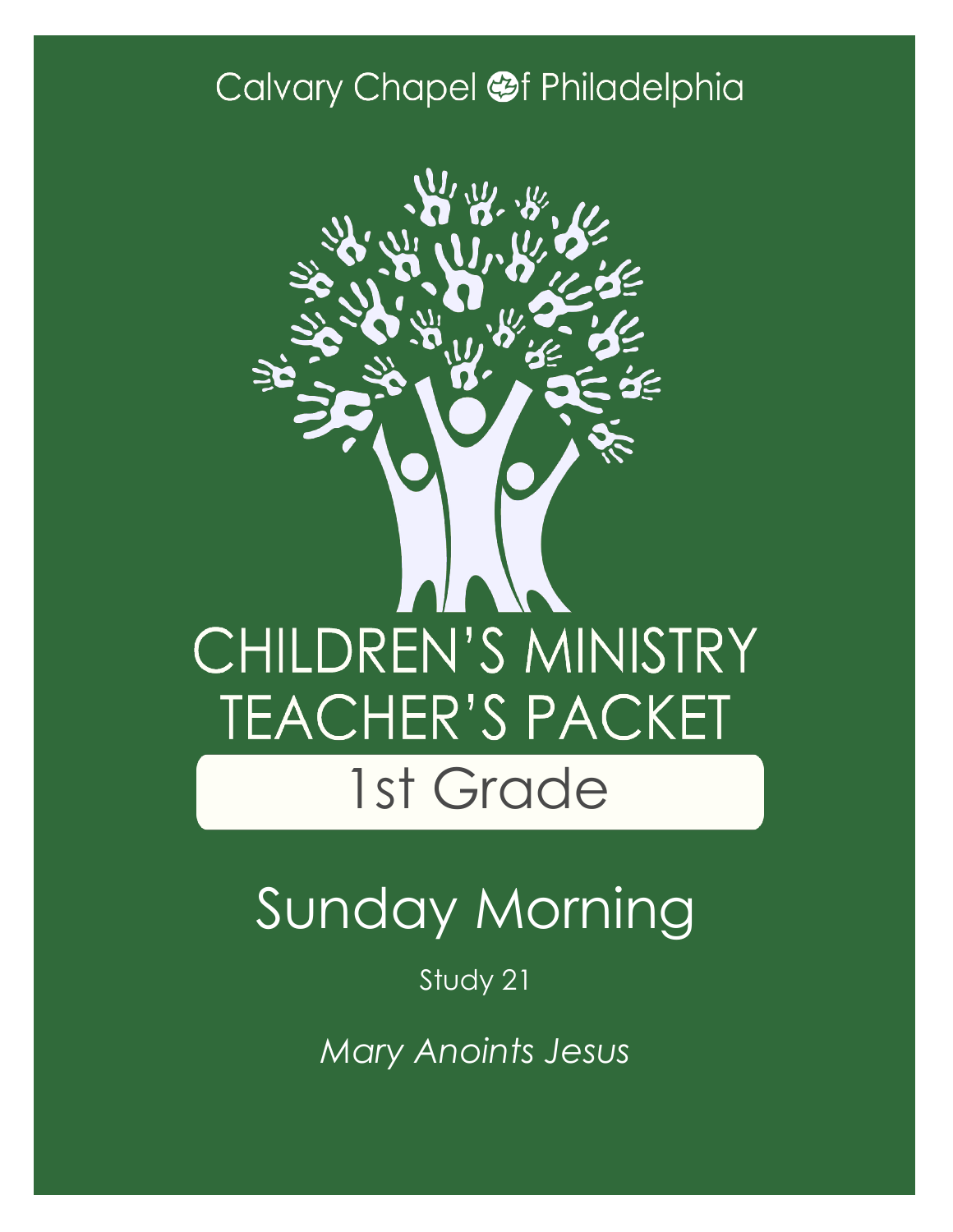Calvary Chapel of Philadelphia

# CHILDREN'S MINISTRY TEACHER'S PACKET

## 1st Grade

# Sunday Morning

Study 21

*Mary Anoints Jesus*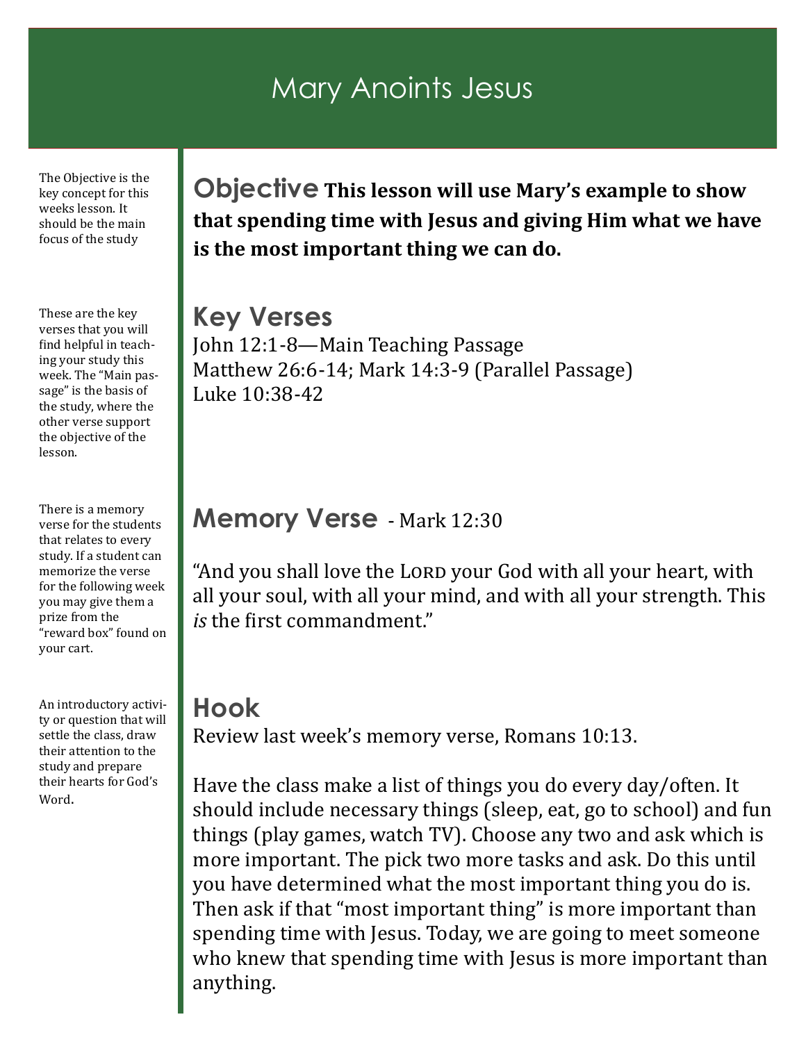# Mary Anoints Jesus

The Objective is the key concept for this weeks lesson. It should be the main focus of the study

## Objective

**This lesson will use Mary's example to show that spending time with Jesus and giving Him what we have is the most important thing we can do.**

These are the key verses that you will find helpful in teaching your study this week. The "Main passage" is the basis of the study, where the other verse support the objective of the lesson.

## Key Verses

John 12:1-8—Main Teaching Passage
Matthew 26:6-14; Mark 14:3-9 (Parallel Passage)
Luke 10:38-42

There is a memory verse for the students that relates to every study. If a student can memorize the verse for the following week you may give them a prize from the "reward box" found on your cart.

## Memory Verse - Mark 12:30

"And you shall love the LORD your God with all your heart, with all your soul, with all your mind, and with all your strength. This *is* the first commandment."

An introductory activity or question that will settle the class, draw their attention to the study and prepare their hearts for God's Word.

## Hook

Review last week's memory verse, Romans 10:13.

Have the class make a list of things you do every day/often. It should include necessary things (sleep, eat, go to school) and fun things (play games, watch TV). Choose any two and ask which is more important. The pick two more tasks and ask. Do this until you have determined what the most important thing you do is. Then ask if that "most important thing" is more important than spending time with Jesus. Today, we are going to meet someone who knew that spending time with Jesus is more important than anything.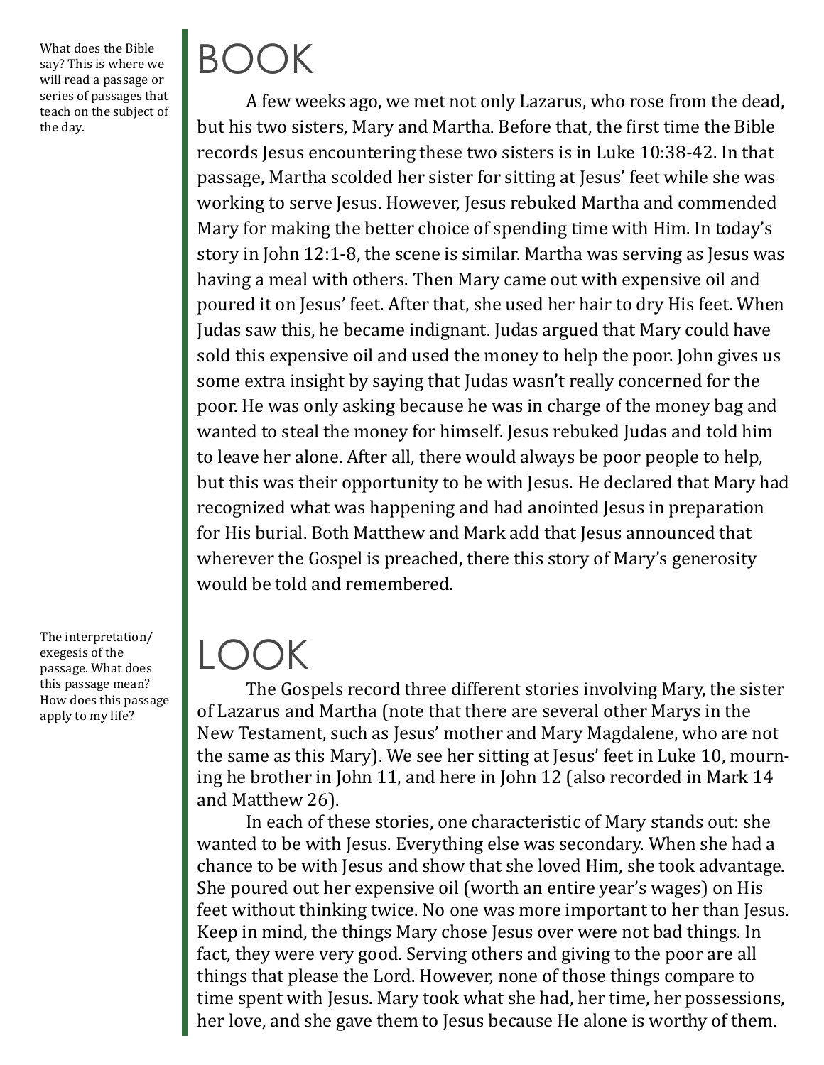What does the Bible say? This is where we will read a passage or series of passages that teach on the subject of the day.

# BOOK

A few weeks ago, we met not only Lazarus, who rose from the dead, but his two sisters, Mary and Martha. Before that, the first time the Bible records Jesus encountering these two sisters is in Luke 10:38-42. In that passage, Martha scolded her sister for sitting at Jesus' feet while she was working to serve Jesus. However, Jesus rebuked Martha and commended Mary for making the better choice of spending time with Him. In today's story in John 12:1-8, the scene is similar. Martha was serving as Jesus was having a meal with others. Then Mary came out with expensive oil and poured it on Jesus' feet. After that, she used her hair to dry His feet. When Judas saw this, he became indignant. Judas argued that Mary could have sold this expensive oil and used the money to help the poor. John gives us some extra insight by saying that Judas wasn't really concerned for the poor. He was only asking because he was in charge of the money bag and wanted to steal the money for himself. Jesus rebuked Judas and told him to leave her alone. After all, there would always be poor people to help, but this was their opportunity to be with Jesus. He declared that Mary had recognized what was happening and had anointed Jesus in preparation for His burial. Both Matthew and Mark add that Jesus announced that wherever the Gospel is preached, there this story of Mary's generosity would be told and remembered.

The interpretation/exegesis of the passage. What does this passage mean? How does this passage apply to my life?

# LOOK

The Gospels record three different stories involving Mary, the sister of Lazarus and Martha (note that there are several other Marys in the New Testament, such as Jesus' mother and Mary Magdalene, who are not the same as this Mary). We see her sitting at Jesus' feet in Luke 10, mourning he brother in John 11, and here in John 12 (also recorded in Mark 14 and Matthew 26).

In each of these stories, one characteristic of Mary stands out: she wanted to be with Jesus. Everything else was secondary. When she had a chance to be with Jesus and show that she loved Him, she took advantage. She poured out her expensive oil (worth an entire year's wages) on His feet without thinking twice. No one was more important to her than Jesus. Keep in mind, the things Mary chose Jesus over were not bad things. In fact, they were very good. Serving others and giving to the poor are all things that please the Lord. However, none of those things compare to time spent with Jesus. Mary took what she had, her time, her possessions, her love, and she gave them to Jesus because He alone is worthy of them.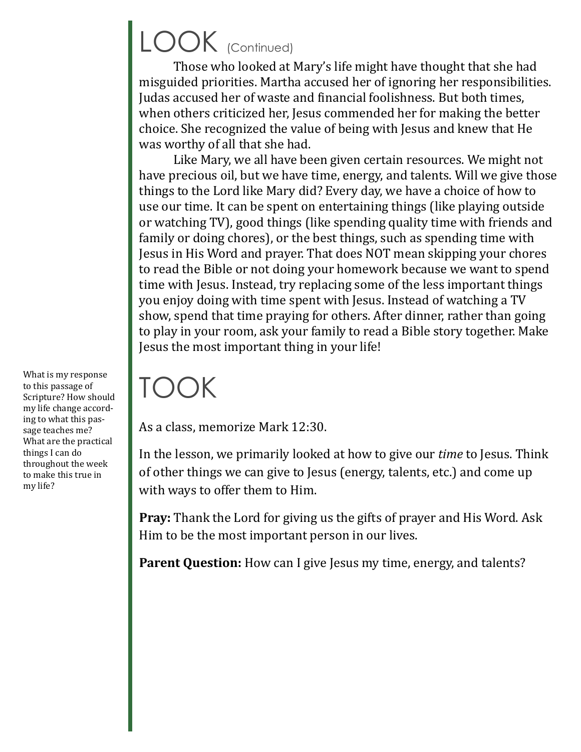# LOOK (Continued)

Those who looked at Mary's life might have thought that she had misguided priorities. Martha accused her of ignoring her responsibilities. Judas accused her of waste and financial foolishness. But both times, when others criticized her, Jesus commended her for making the better choice. She recognized the value of being with Jesus and knew that He was worthy of all that she had.

Like Mary, we all have been given certain resources. We might not have precious oil, but we have time, energy, and talents. Will we give those things to the Lord like Mary did? Every day, we have a choice of how to use our time. It can be spent on entertaining things (like playing outside or watching TV), good things (like spending quality time with friends and family or doing chores), or the best things, such as spending time with Jesus in His Word and prayer. That does NOT mean skipping your chores to read the Bible or not doing your homework because we want to spend time with Jesus. Instead, try replacing some of the less important things you enjoy doing with time spent with Jesus. Instead of watching a TV show, spend that time praying for others. After dinner, rather than going to play in your room, ask your family to read a Bible story together. Make Jesus the most important thing in your life!

# TOOK

What is my response to this passage of Scripture? How should my life change according to what this passage teaches me? What are the practical things I can do throughout the week to make this true in my life?

As a class, memorize Mark 12:30.

In the lesson, we primarily looked at how to give our *time* to Jesus. Think of other things we can give to Jesus (energy, talents, etc.) and come up with ways to offer them to Him.

**Pray:** Thank the Lord for giving us the gifts of prayer and His Word. Ask Him to be the most important person in our lives.

**Parent Question:** How can I give Jesus my time, energy, and talents?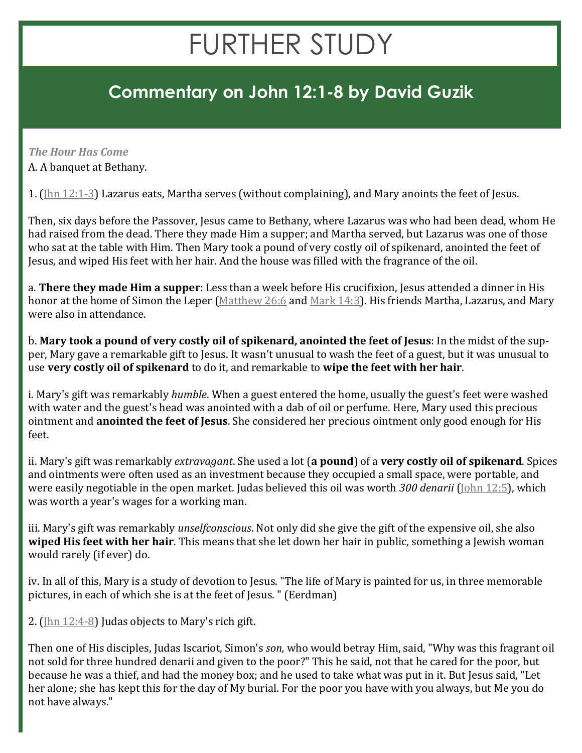# FURTHER STUDY

## Commentary on John 12:1-8 by David Guzik

***The Hour Has Come***

A. A banquet at Bethany.

1. (Jhn 12:1-3) Lazarus eats, Martha serves (without complaining), and Mary anoints the feet of Jesus.

Then, six days before the Passover, Jesus came to Bethany, where Lazarus was who had been dead, whom He had raised from the dead. There they made Him a supper; and Martha served, but Lazarus was one of those who sat at the table with Him. Then Mary took a pound of very costly oil of spikenard, anointed the feet of Jesus, and wiped His feet with her hair. And the house was filled with the fragrance of the oil.

a. **There they made Him a supper**: Less than a week before His crucifixion, Jesus attended a dinner in His honor at the home of Simon the Leper (Matthew 26:6 and Mark 14:3). His friends Martha, Lazarus, and Mary were also in attendance.

b. **Mary took a pound of very costly oil of spikenard, anointed the feet of Jesus**: In the midst of the supper, Mary gave a remarkable gift to Jesus. It wasn't unusual to wash the feet of a guest, but it was unusual to use **very costly oil of spikenard** to do it, and remarkable to **wipe the feet with her hair**.

i. Mary's gift was remarkably *humble*. When a guest entered the home, usually the guest's feet were washed with water and the guest's head was anointed with a dab of oil or perfume. Here, Mary used this precious ointment and **anointed the feet of Jesus**. She considered her precious ointment only good enough for His feet.

ii. Mary's gift was remarkably *extravagant*. She used a lot (**a pound**) of a **very costly oil of spikenard**. Spices and ointments were often used as an investment because they occupied a small space, were portable, and were easily negotiable in the open market. Judas believed this oil was worth *300 denarii* (John 12:5), which was worth a year's wages for a working man.

iii. Mary's gift was remarkably *unselfconscious*. Not only did she give the gift of the expensive oil, she also **wiped His feet with her hair**. This means that she let down her hair in public, something a Jewish woman would rarely (if ever) do.

iv. In all of this, Mary is a study of devotion to Jesus. "The life of Mary is painted for us, in three memorable pictures, in each of which she is at the feet of Jesus. " (Eerdman)

2. (Jhn 12:4-8) Judas objects to Mary's rich gift.

Then one of His disciples, Judas Iscariot, Simon's *son,* who would betray Him, said, "Why was this fragrant oil not sold for three hundred denarii and given to the poor?" This he said, not that he cared for the poor, but because he was a thief, and had the money box; and he used to take what was put in it. But Jesus said, "Let her alone; she has kept this for the day of My burial. For the poor you have with you always, but Me you do not have always."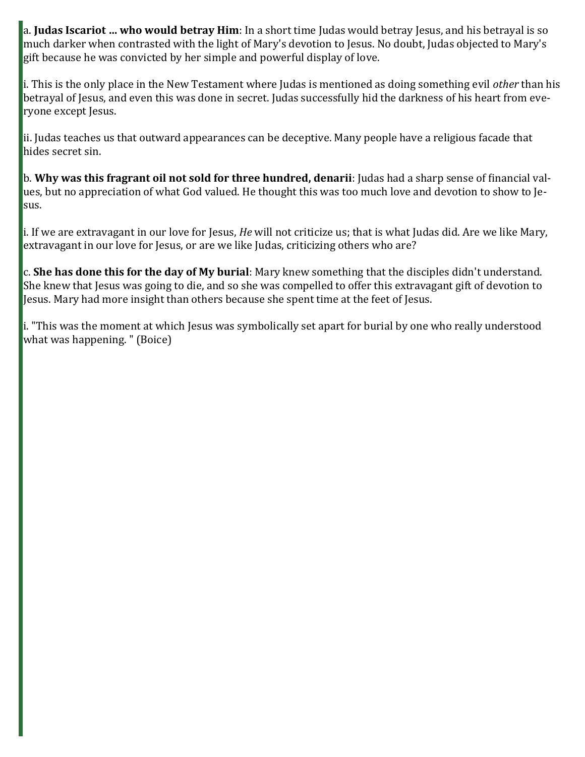a. **Judas Iscariot ... who would betray Him**: In a short time Judas would betray Jesus, and his betrayal is so much darker when contrasted with the light of Mary's devotion to Jesus. No doubt, Judas objected to Mary's gift because he was convicted by her simple and powerful display of love.

i. This is the only place in the New Testament where Judas is mentioned as doing something evil *other* than his betrayal of Jesus, and even this was done in secret. Judas successfully hid the darkness of his heart from everyone except Jesus.

ii. Judas teaches us that outward appearances can be deceptive. Many people have a religious facade that hides secret sin.

b. **Why was this fragrant oil not sold for three hundred, denarii**: Judas had a sharp sense of financial values, but no appreciation of what God valued. He thought this was too much love and devotion to show to Jesus.

i. If we are extravagant in our love for Jesus, *He* will not criticize us; that is what Judas did. Are we like Mary, extravagant in our love for Jesus, or are we like Judas, criticizing others who are?

c. **She has done this for the day of My burial**: Mary knew something that the disciples didn't understand. She knew that Jesus was going to die, and so she was compelled to offer this extravagant gift of devotion to Jesus. Mary had more insight than others because she spent time at the feet of Jesus.

i. "This was the moment at which Jesus was symbolically set apart for burial by one who really understood what was happening. " (Boice)